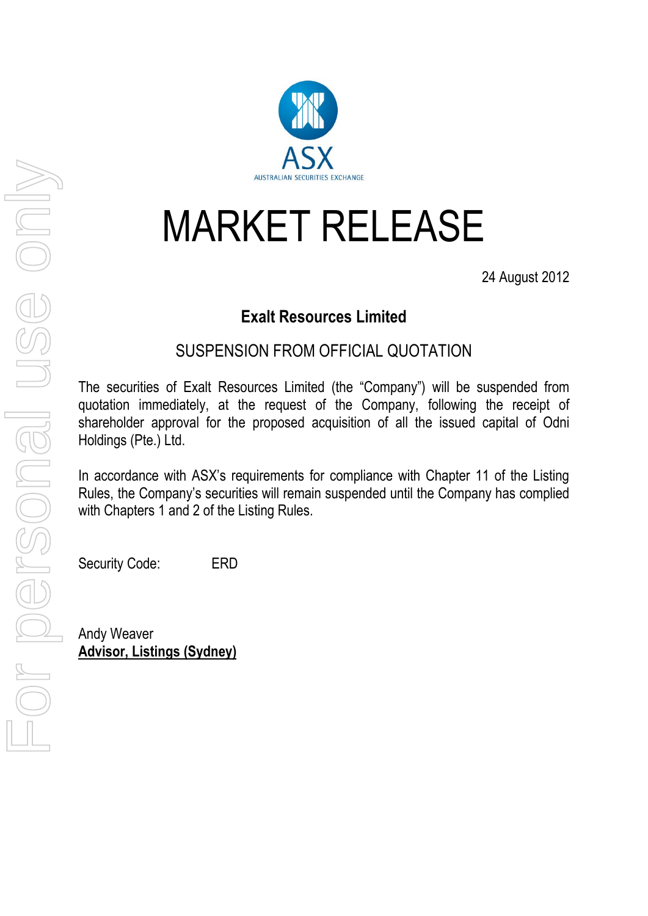ASX

AUSTRALIAN SECURITIES EXCHANGE

# MARKET RELEASE

24 August 2012

**Exalt Resources Limited**

## SUSPENSION FROM OFFICIAL QUOTATION

The securities of Exalt Resources Limited (the "Company") will be suspended from quotation immediately, at the request of the Company, following the receipt of shareholder approval for the proposed acquisition of all the issued capital of Odni Holdings (Pte.) Ltd.

In accordance with ASX's requirements for compliance with Chapter 11 of the Listing Rules, the Company's securities will remain suspended until the Company has complied with Chapters 1 and 2 of the Listing Rules.

Security Code: ERD

Andy Weaver
**Advisor, Listings (Sydney)**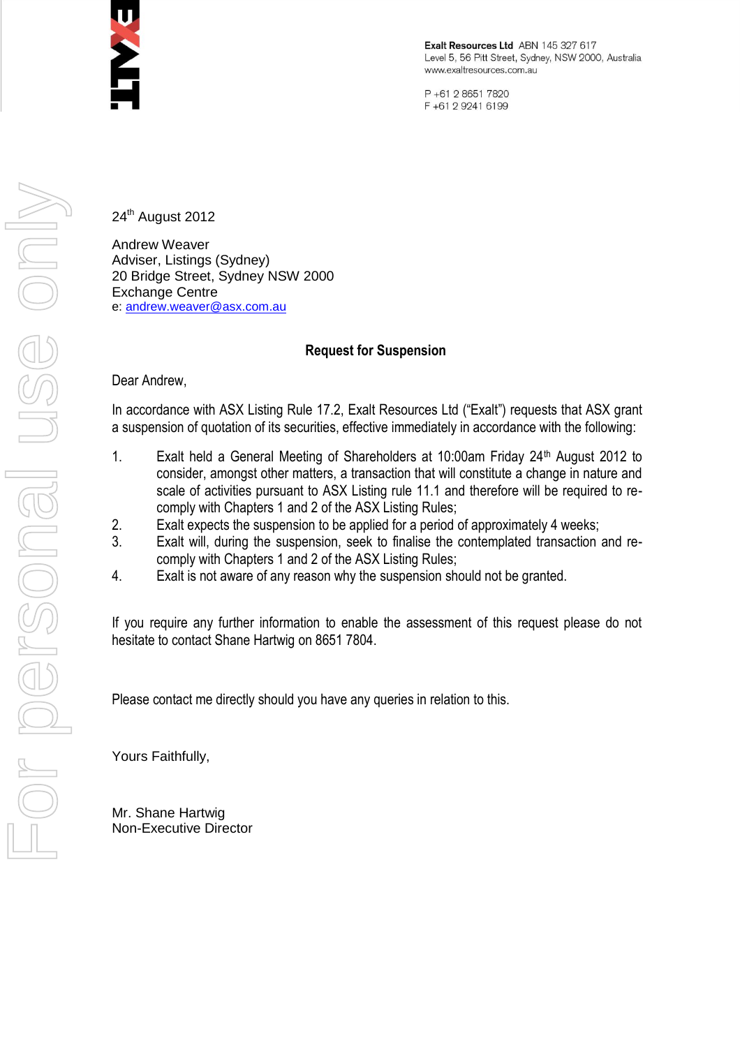Exalt Resources Ltd ABN 145 327 617
Level 5, 56 Pitt Street, Sydney, NSW 2000, Australia
www.exaltresources.com.au

P +61 2 8651 7820
F +61 2 9241 6199

24th August 2012

Andrew Weaver
Adviser, Listings (Sydney)
20 Bridge Street, Sydney NSW 2000
Exchange Centre
e: andrew.weaver@asx.com.au

**Request for Suspension**

Dear Andrew,

In accordance with ASX Listing Rule 17.2, Exalt Resources Ltd ("Exalt") requests that ASX grant a suspension of quotation of its securities, effective immediately in accordance with the following:

1. Exalt held a General Meeting of Shareholders at 10:00am Friday 24th August 2012 to consider, amongst other matters, a transaction that will constitute a change in nature and scale of activities pursuant to ASX Listing rule 11.1 and therefore will be required to re-comply with Chapters 1 and 2 of the ASX Listing Rules;
2. Exalt expects the suspension to be applied for a period of approximately 4 weeks;
3. Exalt will, during the suspension, seek to finalise the contemplated transaction and re-comply with Chapters 1 and 2 of the ASX Listing Rules;
4. Exalt is not aware of any reason why the suspension should not be granted.

If you require any further information to enable the assessment of this request please do not hesitate to contact Shane Hartwig on 8651 7804.

Please contact me directly should you have any queries in relation to this.

Yours Faithfully,

Mr. Shane Hartwig
Non-Executive Director